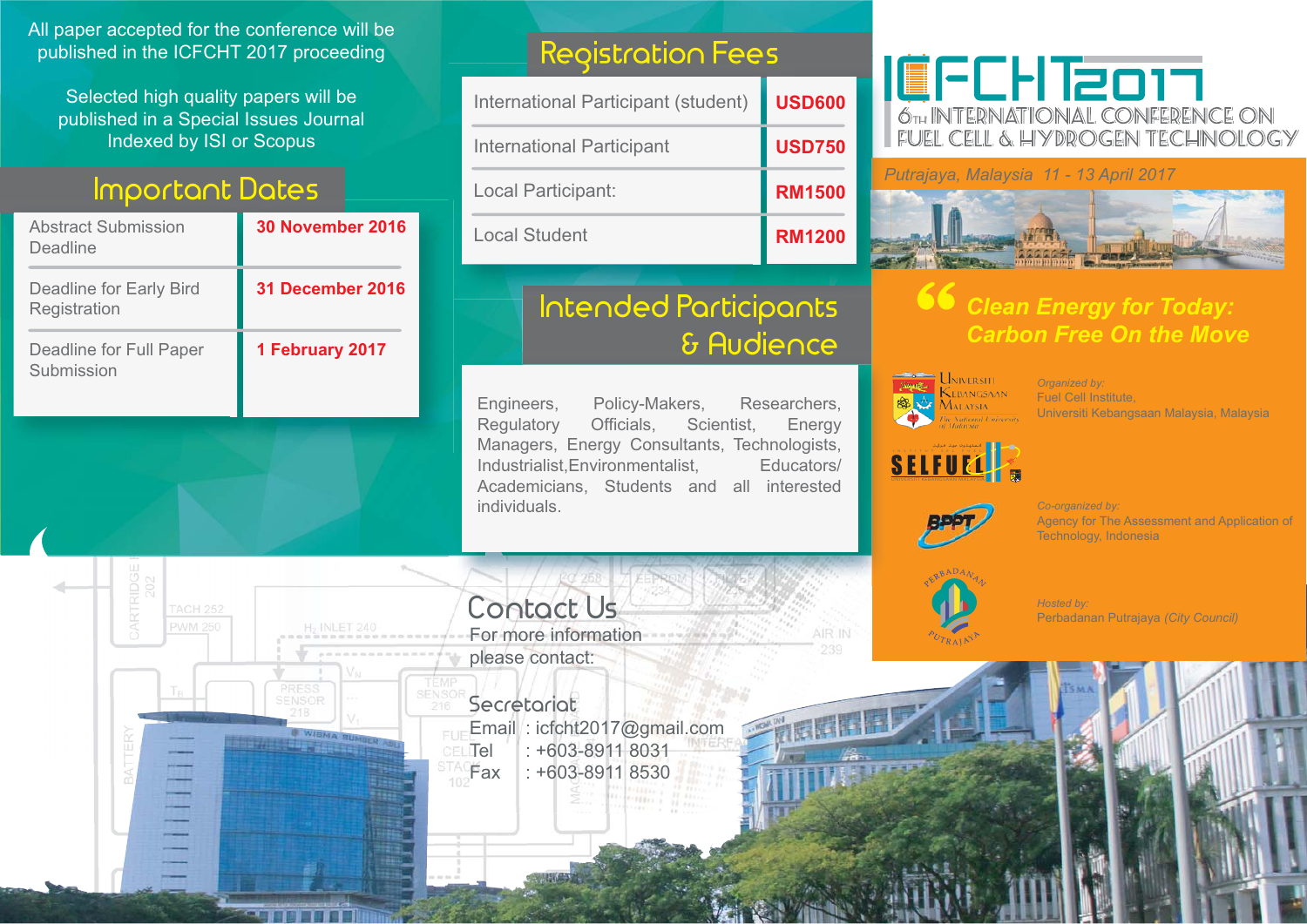# ICFCHT 2017

## 6th INTERNATIONAL CONFERENCE ON FUEL CELL & HYDROGEN TECHNOLOGY

*Putrajaya, Malaysia 11 - 13 April 2017*

***"Clean Energy for Today: Carbon Free On the Move***

*Organized by:*
Fuel Cell Institute,
Universiti Kebangsaan Malaysia, Malaysia

*Co-organized by:*
Agency for The Assessment and Application of Technology, Indonesia

*Hosted by:*
Perbadanan Putrajaya *(City Council)*

All paper accepted for the conference will be published in the ICFCHT 2017 proceeding

Selected high quality papers will be published in a Special Issues Journal Indexed by ISI or Scopus

## Important Dates

| | |
|---|---|
| Abstract Submission Deadline | **30 November 2016** |
| Deadline for Early Bird Registration | **31 December 2016** |
| Deadline for Full Paper Submission | **1 February 2017** |

## Registration Fees

| | |
|---|---|
| International Participant (student) | **USD600** |
| International Participant | **USD750** |
| Local Participant: | **RM1500** |
| Local Student | **RM1200** |

## Intended Participants & Audience

Engineers, Policy-Makers, Researchers, Regulatory Officials, Scientist, Energy Managers, Energy Consultants, Technologists, Industrialist, Environmentalist, Educators/ Academicians, Students and all interested individuals.

## Contact Us

For more information please contact:

### Secretariat

Email : icfcht2017@gmail.com
Tel : +603-8911 8031
Fax : +603-8911 8530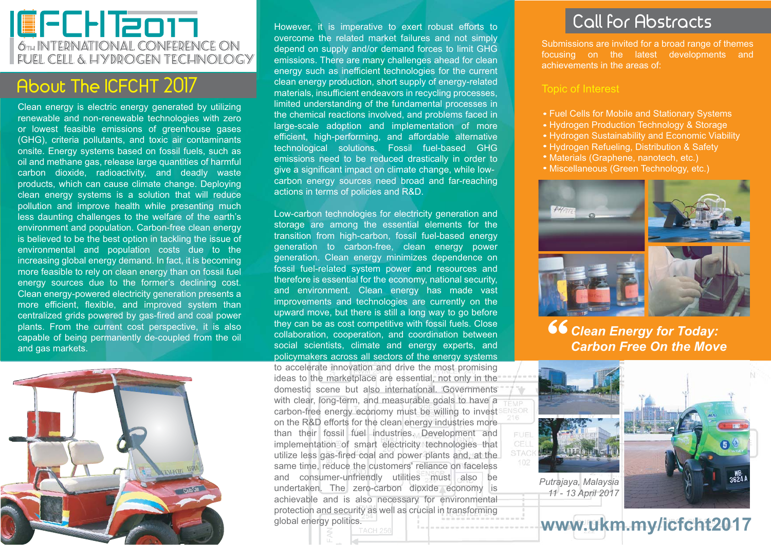# ICFCHT2017

6TH INTERNATIONAL CONFERENCE ON FUEL CELL & HYDROGEN TECHNOLOGY

## About The ICFCHT 2017

Clean energy is electric energy generated by utilizing renewable and non-renewable technologies with zero or lowest feasible emissions of greenhouse gases (GHG), criteria pollutants, and toxic air contaminants onsite. Energy systems based on fossil fuels, such as oil and methane gas, release large quantities of harmful carbon dioxide, radioactivity, and deadly waste products, which can cause climate change. Deploying clean energy systems is a solution that will reduce pollution and improve health while presenting much less daunting challenges to the welfare of the earth's environment and population. Carbon-free clean energy is believed to be the best option in tackling the issue of environmental and population costs due to the increasing global energy demand. In fact, it is becoming more feasible to rely on clean energy than on fossil fuel energy sources due to the former's declining cost. Clean energy-powered electricity generation presents a more efficient, flexible, and improved system than centralized grids powered by gas-fired and coal power plants. From the current cost perspective, it is also capable of being permanently de-coupled from the oil and gas markets.

However, it is imperative to exert robust efforts to overcome the related market failures and not simply depend on supply and/or demand forces to limit GHG emissions. There are many challenges ahead for clean energy such as inefficient technologies for the current clean energy production, short supply of energy-related materials, insufficient endeavors in recycling processes, limited understanding of the fundamental processes in the chemical reactions involved, and problems faced in large-scale adoption and implementation of more efficient, high-performing, and affordable alternative technological solutions. Fossil fuel-based GHG emissions need to be reduced drastically in order to give a significant impact on climate change, while low-carbon energy sources need broad and far-reaching actions in terms of policies and R&D.

Low-carbon technologies for electricity generation and storage are among the essential elements for the transition from high-carbon, fossil fuel-based energy generation to carbon-free, clean energy power generation. Clean energy minimizes dependence on fossil fuel-related system power and resources and therefore is essential for the economy, national security, and environment. Clean energy has made vast improvements and technologies are currently on the upward move, but there is still a long way to go before they can be as cost competitive with fossil fuels. Close collaboration, cooperation, and coordination between social scientists, climate and energy experts, and policymakers across all sectors of the energy systems to accelerate innovation and drive the most promising ideas to the marketplace are essential, not only in the domestic scene but also international. Governments with clear, long-term, and measurable goals to have a carbon-free energy economy must be willing to invest on the R&D efforts for the clean energy industries more than their fossil fuel industries. Development and implementation of smart electricity technologies that utilize less gas-fired coal and power plants and, at the same time, reduce the customers' reliance on faceless and consumer-unfriendly utilities must also be undertaken. The zero-carbon dioxide economy is achievable and is also necessary for environmental protection and security as well as crucial in transforming global energy politics.

## Call for Abstracts

Submissions are invited for a broad range of themes focusing on the latest developments and achievements in the areas of:

### Topic of Interest

- Fuel Cells for Mobile and Stationary Systems
- Hydrogen Production Technology & Storage
- Hydrogen Sustainability and Economic Viability
- Hydrogen Refueling, Distribution & Safety
- Materials (Graphene, nanotech, etc.)
- Miscellaneous (Green Technology, etc.)

***"Clean Energy for Today: Carbon Free On the Move***

*Putrajaya, Malaysia*
*11 - 13 April 2017*

**www.ukm.my/icfcht2017**